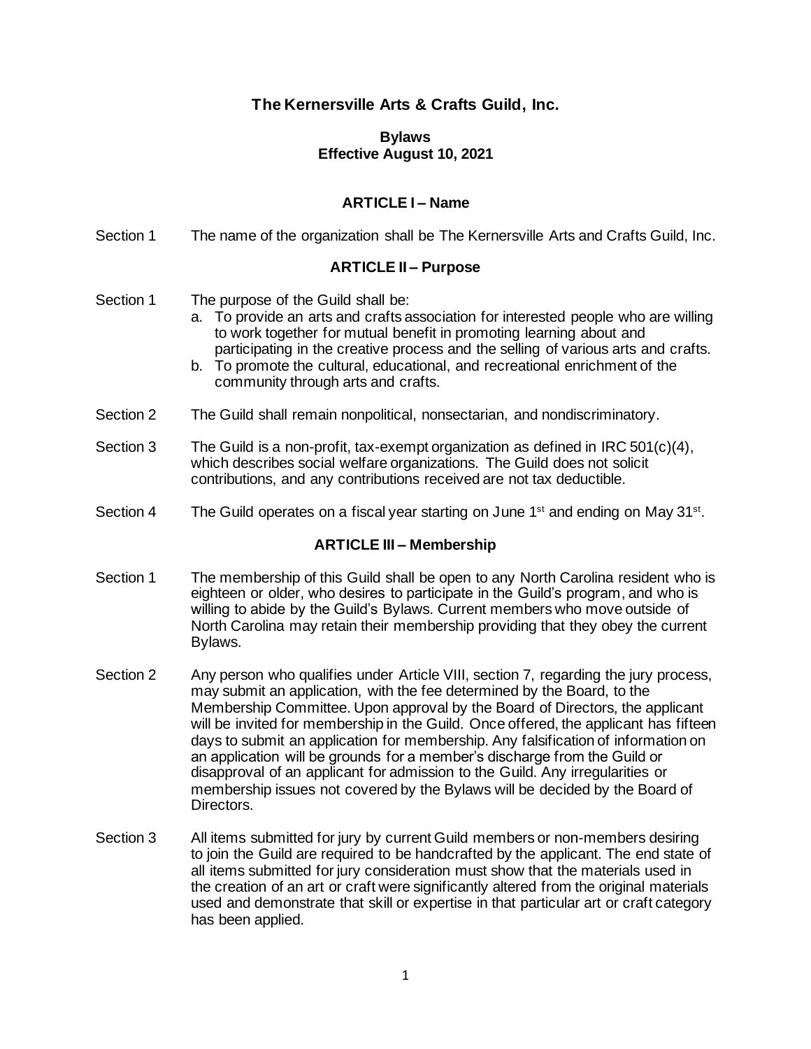# The Kernersville Arts & Crafts Guild, Inc.

**Bylaws**
**Effective August 10, 2021**

## ARTICLE I – Name

Section 1 The name of the organization shall be The Kernersville Arts and Crafts Guild, Inc.

## ARTICLE II – Purpose

Section 1 The purpose of the Guild shall be:

a. To provide an arts and crafts association for interested people who are willing to work together for mutual benefit in promoting learning about and participating in the creative process and the selling of various arts and crafts.
b. To promote the cultural, educational, and recreational enrichment of the community through arts and crafts.

Section 2 The Guild shall remain nonpolitical, nonsectarian, and nondiscriminatory.

Section 3 The Guild is a non-profit, tax-exempt organization as defined in IRC 501(c)(4), which describes social welfare organizations. The Guild does not solicit contributions, and any contributions received are not tax deductible.

Section 4 The Guild operates on a fiscal year starting on June 1st and ending on May 31st.

## ARTICLE III – Membership

Section 1 The membership of this Guild shall be open to any North Carolina resident who is eighteen or older, who desires to participate in the Guild's program, and who is willing to abide by the Guild's Bylaws. Current members who move outside of North Carolina may retain their membership providing that they obey the current Bylaws.

Section 2 Any person who qualifies under Article VIII, section 7, regarding the jury process, may submit an application, with the fee determined by the Board, to the Membership Committee. Upon approval by the Board of Directors, the applicant will be invited for membership in the Guild. Once offered, the applicant has fifteen days to submit an application for membership. Any falsification of information on an application will be grounds for a member's discharge from the Guild or disapproval of an applicant for admission to the Guild. Any irregularities or membership issues not covered by the Bylaws will be decided by the Board of Directors.

Section 3 All items submitted for jury by current Guild members or non-members desiring to join the Guild are required to be handcrafted by the applicant. The end state of all items submitted for jury consideration must show that the materials used in the creation of an art or craft were significantly altered from the original materials used and demonstrate that skill or expertise in that particular art or craft category has been applied.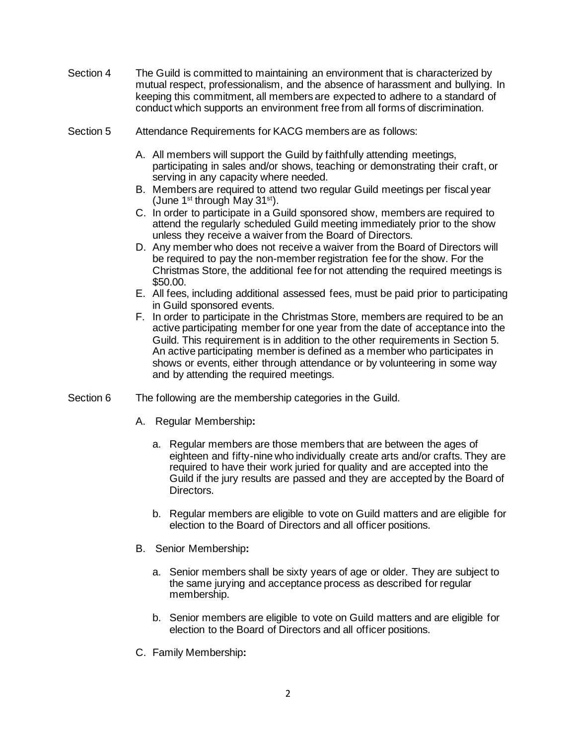Section 4 The Guild is committed to maintaining an environment that is characterized by mutual respect, professionalism, and the absence of harassment and bullying. In keeping this commitment, all members are expected to adhere to a standard of conduct which supports an environment free from all forms of discrimination.

Section 5 Attendance Requirements for KACG members are as follows:

A. All members will support the Guild by faithfully attending meetings, participating in sales and/or shows, teaching or demonstrating their craft, or serving in any capacity where needed.
B. Members are required to attend two regular Guild meetings per fiscal year (June 1st through May 31st).
C. In order to participate in a Guild sponsored show, members are required to attend the regularly scheduled Guild meeting immediately prior to the show unless they receive a waiver from the Board of Directors.
D. Any member who does not receive a waiver from the Board of Directors will be required to pay the non-member registration fee for the show. For the Christmas Store, the additional fee for not attending the required meetings is $50.00.
E. All fees, including additional assessed fees, must be paid prior to participating in Guild sponsored events.
F. In order to participate in the Christmas Store, members are required to be an active participating member for one year from the date of acceptance into the Guild. This requirement is in addition to the other requirements in Section 5. An active participating member is defined as a member who participates in shows or events, either through attendance or by volunteering in some way and by attending the required meetings.

Section 6 The following are the membership categories in the Guild.

A. Regular Membership**:**

a. Regular members are those members that are between the ages of eighteen and fifty-nine who individually create arts and/or crafts. They are required to have their work juried for quality and are accepted into the Guild if the jury results are passed and they are accepted by the Board of Directors.

b. Regular members are eligible to vote on Guild matters and are eligible for election to the Board of Directors and all officer positions.

B. Senior Membership**:**

a. Senior members shall be sixty years of age or older. They are subject to the same jurying and acceptance process as described for regular membership.

b. Senior members are eligible to vote on Guild matters and are eligible for election to the Board of Directors and all officer positions.

C. Family Membership**:**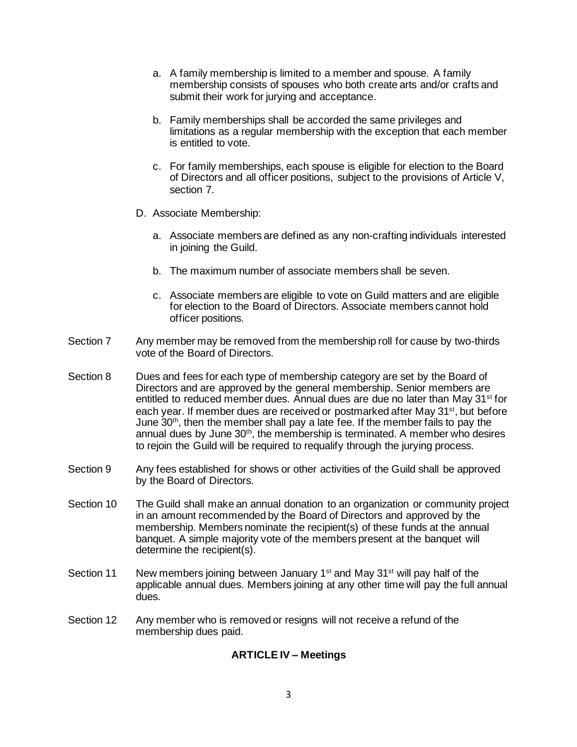a. A family membership is limited to a member and spouse. A family membership consists of spouses who both create arts and/or crafts and submit their work for jurying and acceptance.

b. Family memberships shall be accorded the same privileges and limitations as a regular membership with the exception that each member is entitled to vote.

c. For family memberships, each spouse is eligible for election to the Board of Directors and all officer positions, subject to the provisions of Article V, section 7.

D. Associate Membership:

a. Associate members are defined as any non-crafting individuals interested in joining the Guild.

b. The maximum number of associate members shall be seven.

c. Associate members are eligible to vote on Guild matters and are eligible for election to the Board of Directors. Associate members cannot hold officer positions.

Section 7 Any member may be removed from the membership roll for cause by two-thirds vote of the Board of Directors.

Section 8 Dues and fees for each type of membership category are set by the Board of Directors and are approved by the general membership. Senior members are entitled to reduced member dues. Annual dues are due no later than May 31st for each year. If member dues are received or postmarked after May 31st, but before June 30th, then the member shall pay a late fee. If the member fails to pay the annual dues by June 30th, the membership is terminated. A member who desires to rejoin the Guild will be required to requalify through the jurying process.

Section 9 Any fees established for shows or other activities of the Guild shall be approved by the Board of Directors.

Section 10 The Guild shall make an annual donation to an organization or community project in an amount recommended by the Board of Directors and approved by the membership. Members nominate the recipient(s) of these funds at the annual banquet. A simple majority vote of the members present at the banquet will determine the recipient(s).

Section 11 New members joining between January 1st and May 31st will pay half of the applicable annual dues. Members joining at any other time will pay the full annual dues.

Section 12 Any member who is removed or resigns will not receive a refund of the membership dues paid.

## ARTICLE IV – Meetings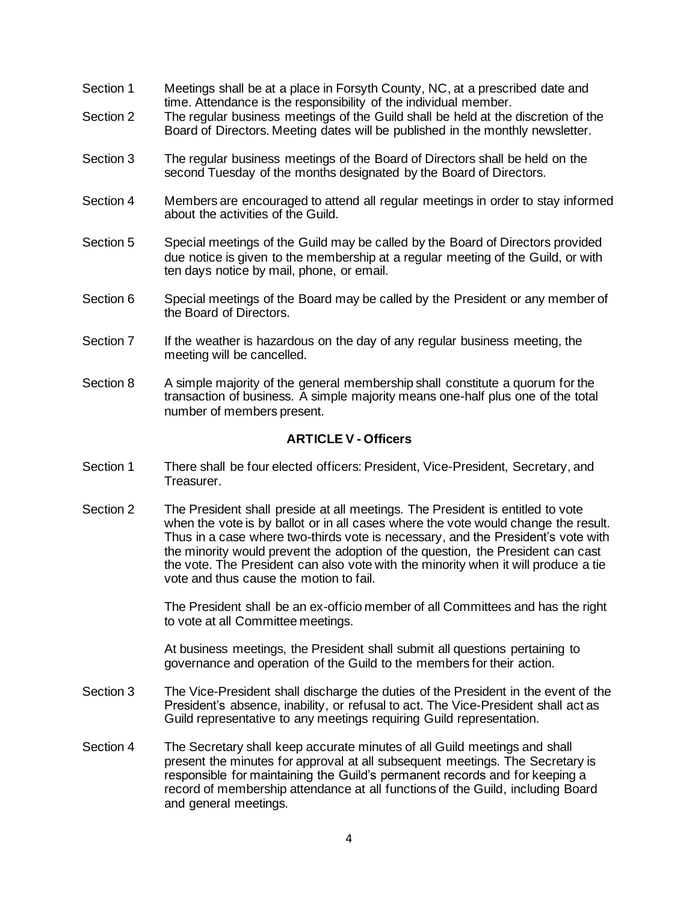Section 1 Meetings shall be at a place in Forsyth County, NC, at a prescribed date and time. Attendance is the responsibility of the individual member.

Section 2 The regular business meetings of the Guild shall be held at the discretion of the Board of Directors. Meeting dates will be published in the monthly newsletter.

Section 3 The regular business meetings of the Board of Directors shall be held on the second Tuesday of the months designated by the Board of Directors.

Section 4 Members are encouraged to attend all regular meetings in order to stay informed about the activities of the Guild.

Section 5 Special meetings of the Guild may be called by the Board of Directors provided due notice is given to the membership at a regular meeting of the Guild, or with ten days notice by mail, phone, or email.

Section 6 Special meetings of the Board may be called by the President or any member of the Board of Directors.

Section 7 If the weather is hazardous on the day of any regular business meeting, the meeting will be cancelled.

Section 8 A simple majority of the general membership shall constitute a quorum for the transaction of business. A simple majority means one-half plus one of the total number of members present.

## ARTICLE V - Officers

Section 1 There shall be four elected officers: President, Vice-President, Secretary, and Treasurer.

Section 2 The President shall preside at all meetings. The President is entitled to vote when the vote is by ballot or in all cases where the vote would change the result. Thus in a case where two-thirds vote is necessary, and the President's vote with the minority would prevent the adoption of the question, the President can cast the vote. The President can also vote with the minority when it will produce a tie vote and thus cause the motion to fail.

The President shall be an ex-officio member of all Committees and has the right to vote at all Committee meetings.

At business meetings, the President shall submit all questions pertaining to governance and operation of the Guild to the members for their action.

Section 3 The Vice-President shall discharge the duties of the President in the event of the President's absence, inability, or refusal to act. The Vice-President shall act as Guild representative to any meetings requiring Guild representation.

Section 4 The Secretary shall keep accurate minutes of all Guild meetings and shall present the minutes for approval at all subsequent meetings. The Secretary is responsible for maintaining the Guild's permanent records and for keeping a record of membership attendance at all functions of the Guild, including Board and general meetings.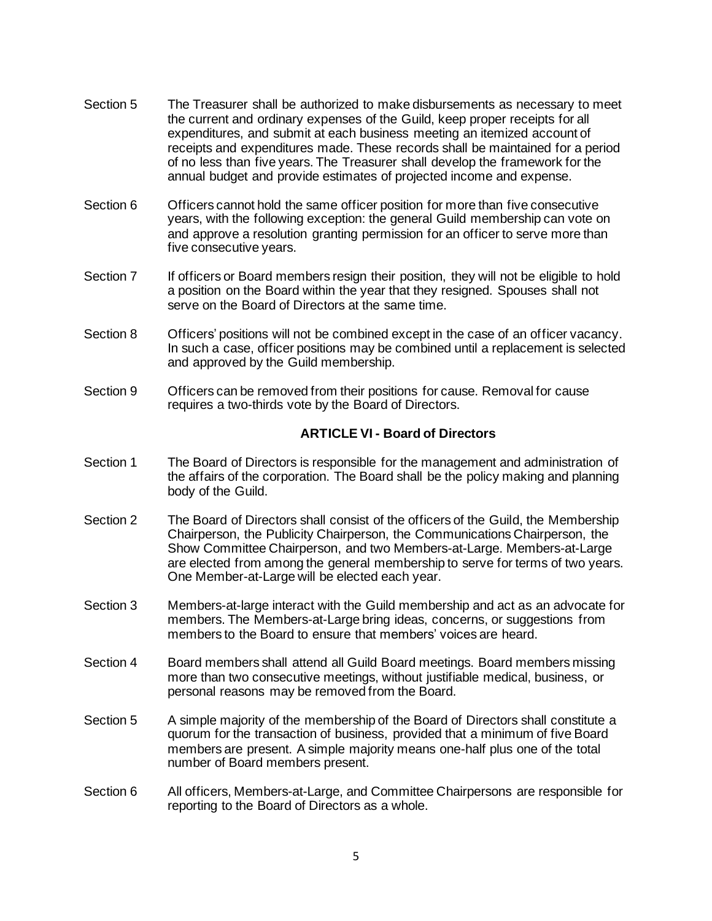Section 5 The Treasurer shall be authorized to make disbursements as necessary to meet the current and ordinary expenses of the Guild, keep proper receipts for all expenditures, and submit at each business meeting an itemized account of receipts and expenditures made. These records shall be maintained for a period of no less than five years. The Treasurer shall develop the framework for the annual budget and provide estimates of projected income and expense.

Section 6 Officers cannot hold the same officer position for more than five consecutive years, with the following exception: the general Guild membership can vote on and approve a resolution granting permission for an officer to serve more than five consecutive years.

Section 7 If officers or Board members resign their position, they will not be eligible to hold a position on the Board within the year that they resigned. Spouses shall not serve on the Board of Directors at the same time.

Section 8 Officers' positions will not be combined except in the case of an officer vacancy. In such a case, officer positions may be combined until a replacement is selected and approved by the Guild membership.

Section 9 Officers can be removed from their positions for cause. Removal for cause requires a two-thirds vote by the Board of Directors.

## ARTICLE VI - Board of Directors

Section 1 The Board of Directors is responsible for the management and administration of the affairs of the corporation. The Board shall be the policy making and planning body of the Guild.

Section 2 The Board of Directors shall consist of the officers of the Guild, the Membership Chairperson, the Publicity Chairperson, the Communications Chairperson, the Show Committee Chairperson, and two Members-at-Large. Members-at-Large are elected from among the general membership to serve for terms of two years. One Member-at-Large will be elected each year.

Section 3 Members-at-large interact with the Guild membership and act as an advocate for members. The Members-at-Large bring ideas, concerns, or suggestions from members to the Board to ensure that members' voices are heard.

Section 4 Board members shall attend all Guild Board meetings. Board members missing more than two consecutive meetings, without justifiable medical, business, or personal reasons may be removed from the Board.

Section 5 A simple majority of the membership of the Board of Directors shall constitute a quorum for the transaction of business, provided that a minimum of five Board members are present. A simple majority means one-half plus one of the total number of Board members present.

Section 6 All officers, Members-at-Large, and Committee Chairpersons are responsible for reporting to the Board of Directors as a whole.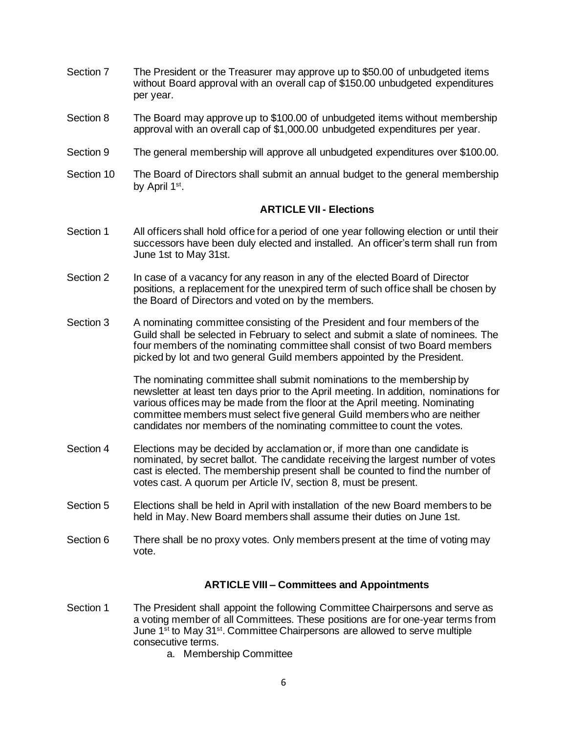Section 7 The President or the Treasurer may approve up to $50.00 of unbudgeted items without Board approval with an overall cap of $150.00 unbudgeted expenditures per year.

Section 8 The Board may approve up to $100.00 of unbudgeted items without membership approval with an overall cap of $1,000.00 unbudgeted expenditures per year.

Section 9 The general membership will approve all unbudgeted expenditures over $100.00.

Section 10 The Board of Directors shall submit an annual budget to the general membership by April 1st.

## ARTICLE VII - Elections

Section 1 All officers shall hold office for a period of one year following election or until their successors have been duly elected and installed. An officer's term shall run from June 1st to May 31st.

Section 2 In case of a vacancy for any reason in any of the elected Board of Director positions, a replacement for the unexpired term of such office shall be chosen by the Board of Directors and voted on by the members.

Section 3 A nominating committee consisting of the President and four members of the Guild shall be selected in February to select and submit a slate of nominees. The four members of the nominating committee shall consist of two Board members picked by lot and two general Guild members appointed by the President.

The nominating committee shall submit nominations to the membership by newsletter at least ten days prior to the April meeting. In addition, nominations for various offices may be made from the floor at the April meeting. Nominating committee members must select five general Guild members who are neither candidates nor members of the nominating committee to count the votes.

Section 4 Elections may be decided by acclamation or, if more than one candidate is nominated, by secret ballot. The candidate receiving the largest number of votes cast is elected. The membership present shall be counted to find the number of votes cast. A quorum per Article IV, section 8, must be present.

Section 5 Elections shall be held in April with installation of the new Board members to be held in May. New Board members shall assume their duties on June 1st.

Section 6 There shall be no proxy votes. Only members present at the time of voting may vote.

## ARTICLE VIII – Committees and Appointments

Section 1 The President shall appoint the following Committee Chairpersons and serve as a voting member of all Committees. These positions are for one-year terms from June 1st to May 31st. Committee Chairpersons are allowed to serve multiple consecutive terms.

a. Membership Committee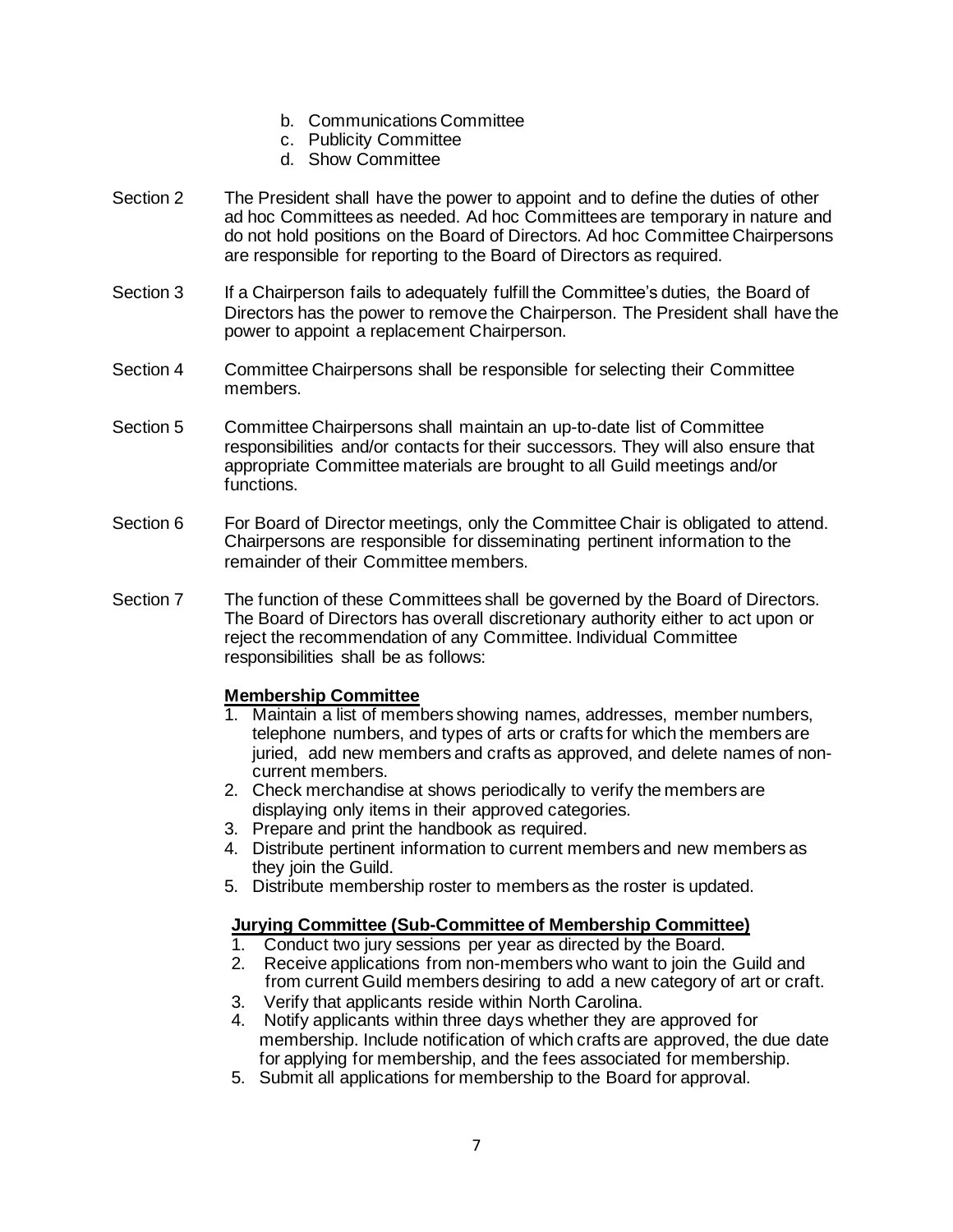b. Communications Committee
c. Publicity Committee
d. Show Committee

Section 2 The President shall have the power to appoint and to define the duties of other ad hoc Committees as needed. Ad hoc Committees are temporary in nature and do not hold positions on the Board of Directors. Ad hoc Committee Chairpersons are responsible for reporting to the Board of Directors as required.

Section 3 If a Chairperson fails to adequately fulfill the Committee's duties, the Board of Directors has the power to remove the Chairperson. The President shall have the power to appoint a replacement Chairperson.

Section 4 Committee Chairpersons shall be responsible for selecting their Committee members.

Section 5 Committee Chairpersons shall maintain an up-to-date list of Committee responsibilities and/or contacts for their successors. They will also ensure that appropriate Committee materials are brought to all Guild meetings and/or functions.

Section 6 For Board of Director meetings, only the Committee Chair is obligated to attend. Chairpersons are responsible for disseminating pertinent information to the remainder of their Committee members.

Section 7 The function of these Committees shall be governed by the Board of Directors. The Board of Directors has overall discretionary authority either to act upon or reject the recommendation of any Committee. Individual Committee responsibilities shall be as follows:

**Membership Committee**

1. Maintain a list of members showing names, addresses, member numbers, telephone numbers, and types of arts or crafts for which the members are juried, add new members and crafts as approved, and delete names of non-current members.
2. Check merchandise at shows periodically to verify the members are displaying only items in their approved categories.
3. Prepare and print the handbook as required.
4. Distribute pertinent information to current members and new members as they join the Guild.
5. Distribute membership roster to members as the roster is updated.

**Jurying Committee (Sub-Committee of Membership Committee)**

1. Conduct two jury sessions per year as directed by the Board.
2. Receive applications from non-members who want to join the Guild and from current Guild members desiring to add a new category of art or craft.
3. Verify that applicants reside within North Carolina.
4. Notify applicants within three days whether they are approved for membership. Include notification of which crafts are approved, the due date for applying for membership, and the fees associated for membership.
5. Submit all applications for membership to the Board for approval.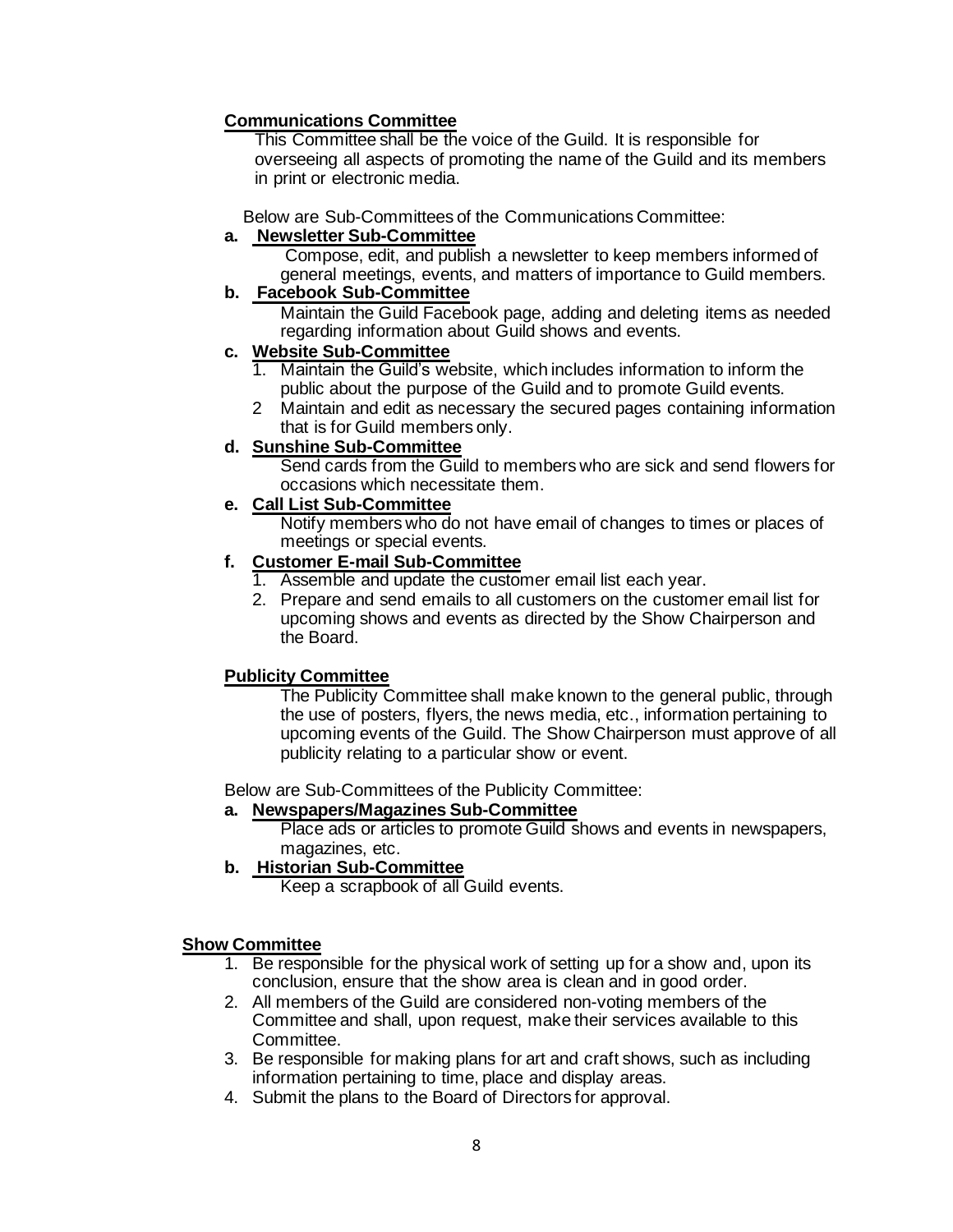**Communications Committee**

This Committee shall be the voice of the Guild. It is responsible for overseeing all aspects of promoting the name of the Guild and its members in print or electronic media.

Below are Sub-Committees of the Communications Committee:

**a. Newsletter Sub-Committee**

Compose, edit, and publish a newsletter to keep members informed of general meetings, events, and matters of importance to Guild members.

**b. Facebook Sub-Committee**

Maintain the Guild Facebook page, adding and deleting items as needed regarding information about Guild shows and events.

**c. Website Sub-Committee**

1. Maintain the Guild's website, which includes information to inform the public about the purpose of the Guild and to promote Guild events.
2. Maintain and edit as necessary the secured pages containing information that is for Guild members only.

**d. Sunshine Sub-Committee**

Send cards from the Guild to members who are sick and send flowers for occasions which necessitate them.

**e. Call List Sub-Committee**

Notify members who do not have email of changes to times or places of meetings or special events.

**f. Customer E-mail Sub-Committee**

1. Assemble and update the customer email list each year.
2. Prepare and send emails to all customers on the customer email list for upcoming shows and events as directed by the Show Chairperson and the Board.

**Publicity Committee**

The Publicity Committee shall make known to the general public, through the use of posters, flyers, the news media, etc., information pertaining to upcoming events of the Guild. The Show Chairperson must approve of all publicity relating to a particular show or event.

Below are Sub-Committees of the Publicity Committee:

**a. Newspapers/Magazines Sub-Committee**

Place ads or articles to promote Guild shows and events in newspapers, magazines, etc.

**b. Historian Sub-Committee**

Keep a scrapbook of all Guild events.

**Show Committee**

1. Be responsible for the physical work of setting up for a show and, upon its conclusion, ensure that the show area is clean and in good order.
2. All members of the Guild are considered non-voting members of the Committee and shall, upon request, make their services available to this Committee.
3. Be responsible for making plans for art and craft shows, such as including information pertaining to time, place and display areas.
4. Submit the plans to the Board of Directors for approval.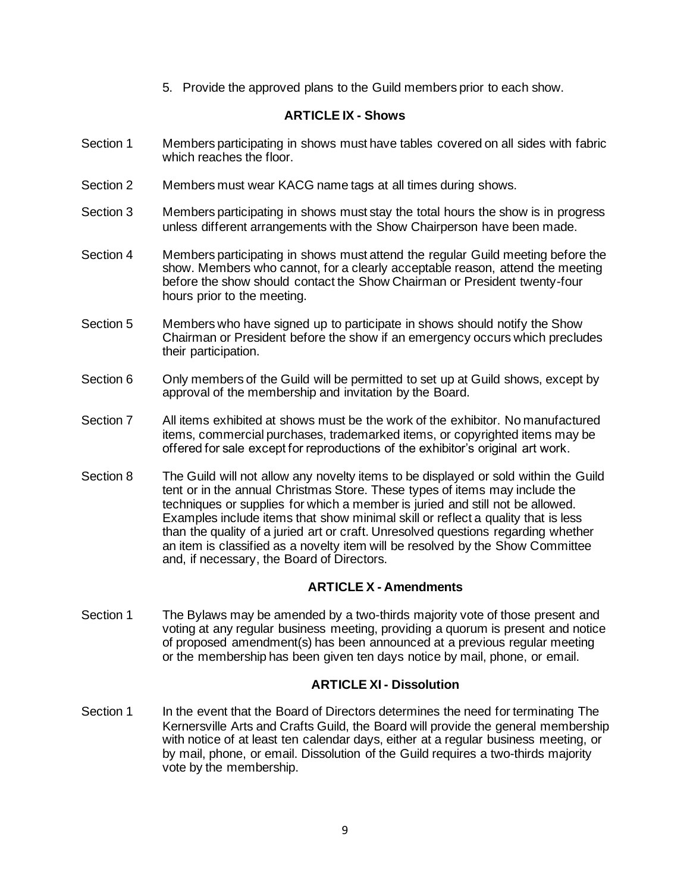5. Provide the approved plans to the Guild members prior to each show.

## ARTICLE IX - Shows

Section 1 Members participating in shows must have tables covered on all sides with fabric which reaches the floor.

Section 2 Members must wear KACG name tags at all times during shows.

Section 3 Members participating in shows must stay the total hours the show is in progress unless different arrangements with the Show Chairperson have been made.

Section 4 Members participating in shows must attend the regular Guild meeting before the show. Members who cannot, for a clearly acceptable reason, attend the meeting before the show should contact the Show Chairman or President twenty-four hours prior to the meeting.

Section 5 Members who have signed up to participate in shows should notify the Show Chairman or President before the show if an emergency occurs which precludes their participation.

Section 6 Only members of the Guild will be permitted to set up at Guild shows, except by approval of the membership and invitation by the Board.

Section 7 All items exhibited at shows must be the work of the exhibitor. No manufactured items, commercial purchases, trademarked items, or copyrighted items may be offered for sale except for reproductions of the exhibitor's original art work.

Section 8 The Guild will not allow any novelty items to be displayed or sold within the Guild tent or in the annual Christmas Store. These types of items may include the techniques or supplies for which a member is juried and still not be allowed. Examples include items that show minimal skill or reflect a quality that is less than the quality of a juried art or craft. Unresolved questions regarding whether an item is classified as a novelty item will be resolved by the Show Committee and, if necessary, the Board of Directors.

## ARTICLE X - Amendments

Section 1 The Bylaws may be amended by a two-thirds majority vote of those present and voting at any regular business meeting, providing a quorum is present and notice of proposed amendment(s) has been announced at a previous regular meeting or the membership has been given ten days notice by mail, phone, or email.

## ARTICLE XI - Dissolution

Section 1 In the event that the Board of Directors determines the need for terminating The Kernersville Arts and Crafts Guild, the Board will provide the general membership with notice of at least ten calendar days, either at a regular business meeting, or by mail, phone, or email. Dissolution of the Guild requires a two-thirds majority vote by the membership.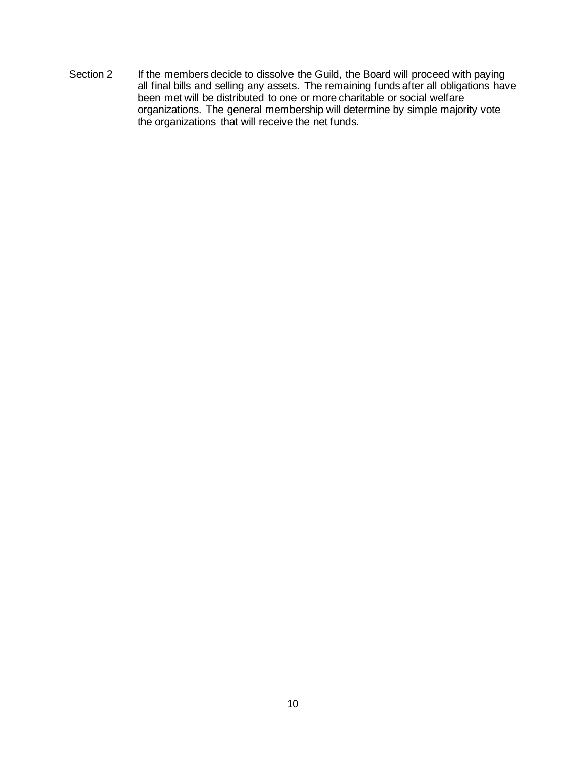Section 2 If the members decide to dissolve the Guild, the Board will proceed with paying all final bills and selling any assets. The remaining funds after all obligations have been met will be distributed to one or more charitable or social welfare organizations. The general membership will determine by simple majority vote the organizations that will receive the net funds.